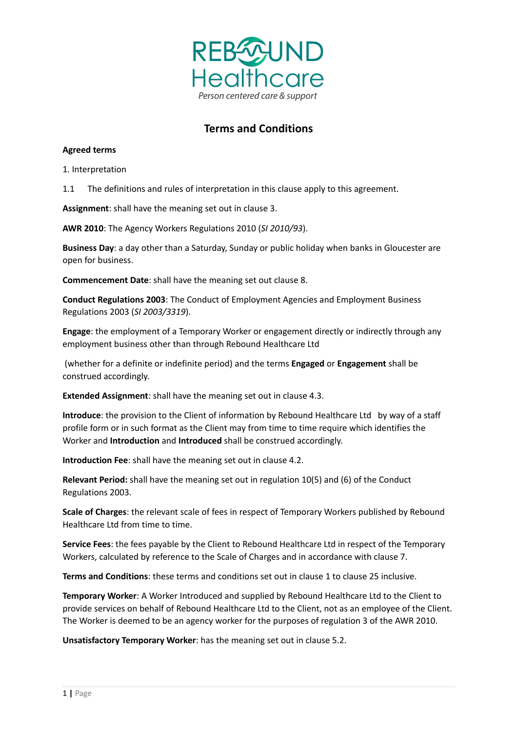REBOUND Healthcare

*Person centered care & support*

# Terms and Conditions

**Agreed terms**

1. Interpretation

1.1 The definitions and rules of interpretation in this clause apply to this agreement.

**Assignment**: shall have the meaning set out in clause 3.

**AWR 2010**: The Agency Workers Regulations 2010 (*SI 2010/93*).

**Business Day**: a day other than a Saturday, Sunday or public holiday when banks in Gloucester are open for business.

**Commencement Date**: shall have the meaning set out clause 8.

**Conduct Regulations 2003**: The Conduct of Employment Agencies and Employment Business Regulations 2003 (*SI 2003/3319*).

**Engage**: the employment of a Temporary Worker or engagement directly or indirectly through any employment business other than through Rebound Healthcare Ltd

(whether for a definite or indefinite period) and the terms **Engaged** or **Engagement** shall be construed accordingly.

**Extended Assignment**: shall have the meaning set out in clause 4.3.

**Introduce**: the provision to the Client of information by Rebound Healthcare Ltd by way of a staff profile form or in such format as the Client may from time to time require which identifies the Worker and **Introduction** and **Introduced** shall be construed accordingly.

**Introduction Fee**: shall have the meaning set out in clause 4.2.

**Relevant Period:** shall have the meaning set out in regulation 10(5) and (6) of the Conduct Regulations 2003.

**Scale of Charges**: the relevant scale of fees in respect of Temporary Workers published by Rebound Healthcare Ltd from time to time.

**Service Fees**: the fees payable by the Client to Rebound Healthcare Ltd in respect of the Temporary Workers, calculated by reference to the Scale of Charges and in accordance with clause 7.

**Terms and Conditions**: these terms and conditions set out in clause 1 to clause 25 inclusive.

**Temporary Worker**: A Worker Introduced and supplied by Rebound Healthcare Ltd to the Client to provide services on behalf of Rebound Healthcare Ltd to the Client, not as an employee of the Client. The Worker is deemed to be an agency worker for the purposes of regulation 3 of the AWR 2010.

**Unsatisfactory Temporary Worker**: has the meaning set out in clause 5.2.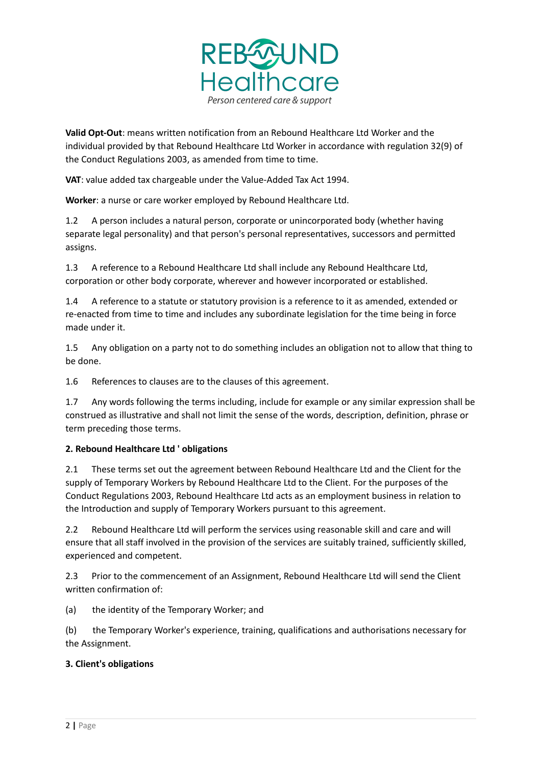**Valid Opt-Out**: means written notification from an Rebound Healthcare Ltd Worker and the individual provided by that Rebound Healthcare Ltd Worker in accordance with regulation 32(9) of the Conduct Regulations 2003, as amended from time to time.

**VAT**: value added tax chargeable under the Value-Added Tax Act 1994.

**Worker**: a nurse or care worker employed by Rebound Healthcare Ltd.

1.2 A person includes a natural person, corporate or unincorporated body (whether having separate legal personality) and that person's personal representatives, successors and permitted assigns.

1.3 A reference to a Rebound Healthcare Ltd shall include any Rebound Healthcare Ltd, corporation or other body corporate, wherever and however incorporated or established.

1.4 A reference to a statute or statutory provision is a reference to it as amended, extended or re-enacted from time to time and includes any subordinate legislation for the time being in force made under it.

1.5 Any obligation on a party not to do something includes an obligation not to allow that thing to be done.

1.6 References to clauses are to the clauses of this agreement.

1.7 Any words following the terms including, include for example or any similar expression shall be construed as illustrative and shall not limit the sense of the words, description, definition, phrase or term preceding those terms.

**2. Rebound Healthcare Ltd ' obligations**

2.1 These terms set out the agreement between Rebound Healthcare Ltd and the Client for the supply of Temporary Workers by Rebound Healthcare Ltd to the Client. For the purposes of the Conduct Regulations 2003, Rebound Healthcare Ltd acts as an employment business in relation to the Introduction and supply of Temporary Workers pursuant to this agreement.

2.2 Rebound Healthcare Ltd will perform the services using reasonable skill and care and will ensure that all staff involved in the provision of the services are suitably trained, sufficiently skilled, experienced and competent.

2.3 Prior to the commencement of an Assignment, Rebound Healthcare Ltd will send the Client written confirmation of:

(a) the identity of the Temporary Worker; and

(b) the Temporary Worker's experience, training, qualifications and authorisations necessary for the Assignment.

**3. Client's obligations**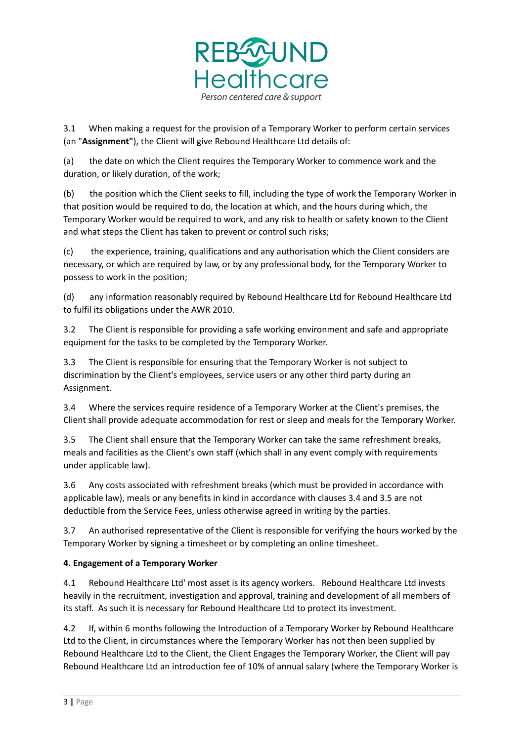3.1 When making a request for the provision of a Temporary Worker to perform certain services (an "**Assignment**"), the Client will give Rebound Healthcare Ltd details of:

(a) the date on which the Client requires the Temporary Worker to commence work and the duration, or likely duration, of the work;

(b) the position which the Client seeks to fill, including the type of work the Temporary Worker in that position would be required to do, the location at which, and the hours during which, the Temporary Worker would be required to work, and any risk to health or safety known to the Client and what steps the Client has taken to prevent or control such risks;

(c) the experience, training, qualifications and any authorisation which the Client considers are necessary, or which are required by law, or by any professional body, for the Temporary Worker to possess to work in the position;

(d) any information reasonably required by Rebound Healthcare Ltd for Rebound Healthcare Ltd to fulfil its obligations under the AWR 2010.

3.2 The Client is responsible for providing a safe working environment and safe and appropriate equipment for the tasks to be completed by the Temporary Worker.

3.3 The Client is responsible for ensuring that the Temporary Worker is not subject to discrimination by the Client's employees, service users or any other third party during an Assignment.

3.4 Where the services require residence of a Temporary Worker at the Client's premises, the Client shall provide adequate accommodation for rest or sleep and meals for the Temporary Worker.

3.5 The Client shall ensure that the Temporary Worker can take the same refreshment breaks, meals and facilities as the Client's own staff (which shall in any event comply with requirements under applicable law).

3.6 Any costs associated with refreshment breaks (which must be provided in accordance with applicable law), meals or any benefits in kind in accordance with clauses 3.4 and 3.5 are not deductible from the Service Fees, unless otherwise agreed in writing by the parties.

3.7 An authorised representative of the Client is responsible for verifying the hours worked by the Temporary Worker by signing a timesheet or by completing an online timesheet.

**4. Engagement of a Temporary Worker**

4.1 Rebound Healthcare Ltd' most asset is its agency workers. Rebound Healthcare Ltd invests heavily in the recruitment, investigation and approval, training and development of all members of its staff. As such it is necessary for Rebound Healthcare Ltd to protect its investment.

4.2 If, within 6 months following the Introduction of a Temporary Worker by Rebound Healthcare Ltd to the Client, in circumstances where the Temporary Worker has not then been supplied by Rebound Healthcare Ltd to the Client, the Client Engages the Temporary Worker, the Client will pay Rebound Healthcare Ltd an introduction fee of 10% of annual salary (where the Temporary Worker is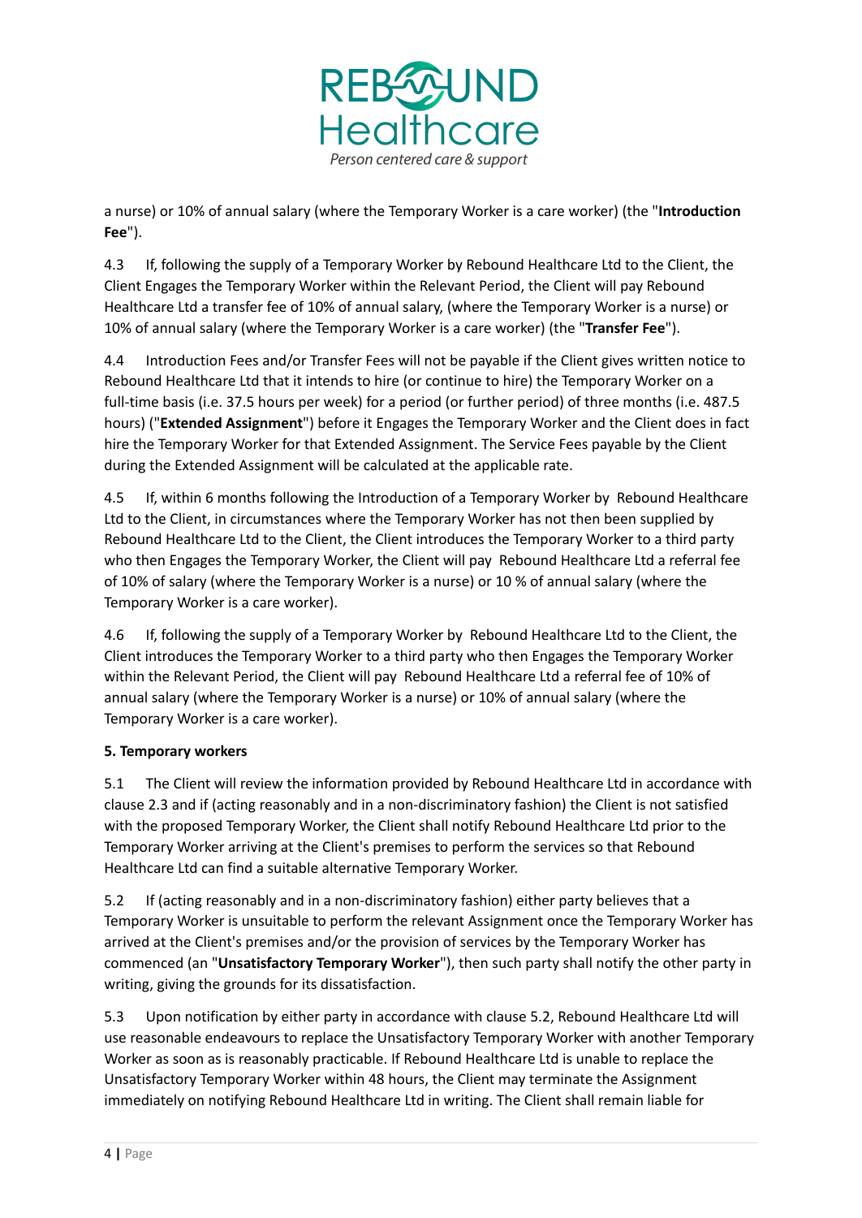a nurse) or 10% of annual salary (where the Temporary Worker is a care worker) (the "**Introduction Fee**").

4.3 If, following the supply of a Temporary Worker by Rebound Healthcare Ltd to the Client, the Client Engages the Temporary Worker within the Relevant Period, the Client will pay Rebound Healthcare Ltd a transfer fee of 10% of annual salary, (where the Temporary Worker is a nurse) or 10% of annual salary (where the Temporary Worker is a care worker) (the "**Transfer Fee**").

4.4 Introduction Fees and/or Transfer Fees will not be payable if the Client gives written notice to Rebound Healthcare Ltd that it intends to hire (or continue to hire) the Temporary Worker on a full-time basis (i.e. 37.5 hours per week) for a period (or further period) of three months (i.e. 487.5 hours) ("**Extended Assignment**") before it Engages the Temporary Worker and the Client does in fact hire the Temporary Worker for that Extended Assignment. The Service Fees payable by the Client during the Extended Assignment will be calculated at the applicable rate.

4.5 If, within 6 months following the Introduction of a Temporary Worker by Rebound Healthcare Ltd to the Client, in circumstances where the Temporary Worker has not then been supplied by Rebound Healthcare Ltd to the Client, the Client introduces the Temporary Worker to a third party who then Engages the Temporary Worker, the Client will pay Rebound Healthcare Ltd a referral fee of 10% of salary (where the Temporary Worker is a nurse) or 10 % of annual salary (where the Temporary Worker is a care worker).

4.6 If, following the supply of a Temporary Worker by Rebound Healthcare Ltd to the Client, the Client introduces the Temporary Worker to a third party who then Engages the Temporary Worker within the Relevant Period, the Client will pay Rebound Healthcare Ltd a referral fee of 10% of annual salary (where the Temporary Worker is a nurse) or 10% of annual salary (where the Temporary Worker is a care worker).

**5. Temporary workers**

5.1 The Client will review the information provided by Rebound Healthcare Ltd in accordance with clause 2.3 and if (acting reasonably and in a non-discriminatory fashion) the Client is not satisfied with the proposed Temporary Worker, the Client shall notify Rebound Healthcare Ltd prior to the Temporary Worker arriving at the Client's premises to perform the services so that Rebound Healthcare Ltd can find a suitable alternative Temporary Worker.

5.2 If (acting reasonably and in a non-discriminatory fashion) either party believes that a Temporary Worker is unsuitable to perform the relevant Assignment once the Temporary Worker has arrived at the Client's premises and/or the provision of services by the Temporary Worker has commenced (an "**Unsatisfactory Temporary Worker**"), then such party shall notify the other party in writing, giving the grounds for its dissatisfaction.

5.3 Upon notification by either party in accordance with clause 5.2, Rebound Healthcare Ltd will use reasonable endeavours to replace the Unsatisfactory Temporary Worker with another Temporary Worker as soon as is reasonably practicable. If Rebound Healthcare Ltd is unable to replace the Unsatisfactory Temporary Worker within 48 hours, the Client may terminate the Assignment immediately on notifying Rebound Healthcare Ltd in writing. The Client shall remain liable for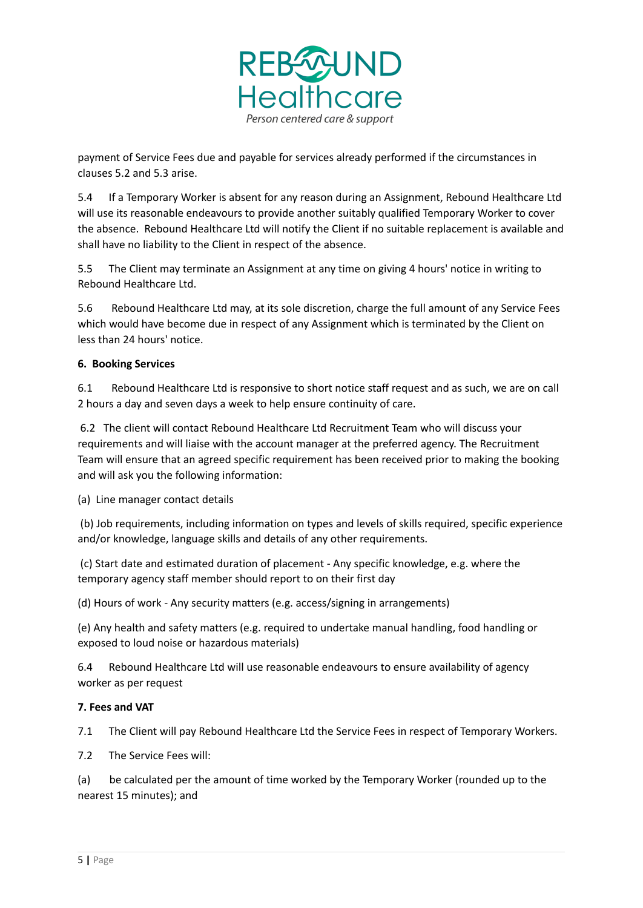payment of Service Fees due and payable for services already performed if the circumstances in clauses 5.2 and 5.3 arise.

5.4 If a Temporary Worker is absent for any reason during an Assignment, Rebound Healthcare Ltd will use its reasonable endeavours to provide another suitably qualified Temporary Worker to cover the absence. Rebound Healthcare Ltd will notify the Client if no suitable replacement is available and shall have no liability to the Client in respect of the absence.

5.5 The Client may terminate an Assignment at any time on giving 4 hours' notice in writing to Rebound Healthcare Ltd.

5.6 Rebound Healthcare Ltd may, at its sole discretion, charge the full amount of any Service Fees which would have become due in respect of any Assignment which is terminated by the Client on less than 24 hours' notice.

**6. Booking Services**

6.1 Rebound Healthcare Ltd is responsive to short notice staff request and as such, we are on call 2 hours a day and seven days a week to help ensure continuity of care.

6.2 The client will contact Rebound Healthcare Ltd Recruitment Team who will discuss your requirements and will liaise with the account manager at the preferred agency. The Recruitment Team will ensure that an agreed specific requirement has been received prior to making the booking and will ask you the following information:

(a) Line manager contact details

(b) Job requirements, including information on types and levels of skills required, specific experience and/or knowledge, language skills and details of any other requirements.

(c) Start date and estimated duration of placement - Any specific knowledge, e.g. where the temporary agency staff member should report to on their first day

(d) Hours of work - Any security matters (e.g. access/signing in arrangements)

(e) Any health and safety matters (e.g. required to undertake manual handling, food handling or exposed to loud noise or hazardous materials)

6.4 Rebound Healthcare Ltd will use reasonable endeavours to ensure availability of agency worker as per request

**7. Fees and VAT**

7.1 The Client will pay Rebound Healthcare Ltd the Service Fees in respect of Temporary Workers.

7.2 The Service Fees will:

(a) be calculated per the amount of time worked by the Temporary Worker (rounded up to the nearest 15 minutes); and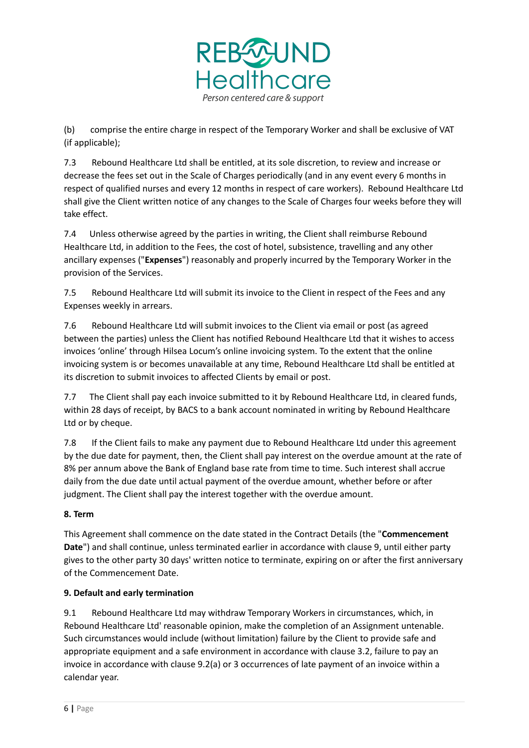(b) comprise the entire charge in respect of the Temporary Worker and shall be exclusive of VAT (if applicable);

7.3 Rebound Healthcare Ltd shall be entitled, at its sole discretion, to review and increase or decrease the fees set out in the Scale of Charges periodically (and in any event every 6 months in respect of qualified nurses and every 12 months in respect of care workers). Rebound Healthcare Ltd shall give the Client written notice of any changes to the Scale of Charges four weeks before they will take effect.

7.4 Unless otherwise agreed by the parties in writing, the Client shall reimburse Rebound Healthcare Ltd, in addition to the Fees, the cost of hotel, subsistence, travelling and any other ancillary expenses ("**Expenses**") reasonably and properly incurred by the Temporary Worker in the provision of the Services.

7.5 Rebound Healthcare Ltd will submit its invoice to the Client in respect of the Fees and any Expenses weekly in arrears.

7.6 Rebound Healthcare Ltd will submit invoices to the Client via email or post (as agreed between the parties) unless the Client has notified Rebound Healthcare Ltd that it wishes to access invoices 'online' through Hilsea Locum's online invoicing system. To the extent that the online invoicing system is or becomes unavailable at any time, Rebound Healthcare Ltd shall be entitled at its discretion to submit invoices to affected Clients by email or post.

7.7 The Client shall pay each invoice submitted to it by Rebound Healthcare Ltd, in cleared funds, within 28 days of receipt, by BACS to a bank account nominated in writing by Rebound Healthcare Ltd or by cheque.

7.8 If the Client fails to make any payment due to Rebound Healthcare Ltd under this agreement by the due date for payment, then, the Client shall pay interest on the overdue amount at the rate of 8% per annum above the Bank of England base rate from time to time. Such interest shall accrue daily from the due date until actual payment of the overdue amount, whether before or after judgment. The Client shall pay the interest together with the overdue amount.

**8. Term**

This Agreement shall commence on the date stated in the Contract Details (the "**Commencement Date**") and shall continue, unless terminated earlier in accordance with clause 9, until either party gives to the other party 30 days' written notice to terminate, expiring on or after the first anniversary of the Commencement Date.

**9. Default and early termination**

9.1 Rebound Healthcare Ltd may withdraw Temporary Workers in circumstances, which, in Rebound Healthcare Ltd' reasonable opinion, make the completion of an Assignment untenable. Such circumstances would include (without limitation) failure by the Client to provide safe and appropriate equipment and a safe environment in accordance with clause 3.2, failure to pay an invoice in accordance with clause 9.2(a) or 3 occurrences of late payment of an invoice within a calendar year.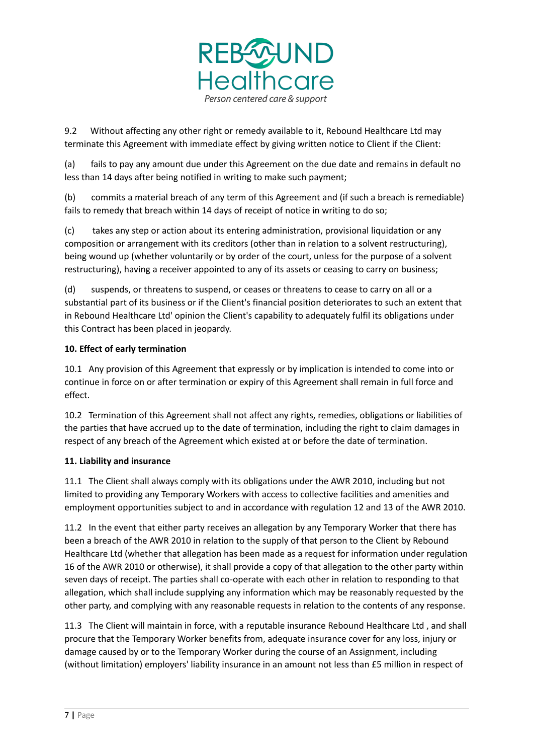9.2 Without affecting any other right or remedy available to it, Rebound Healthcare Ltd may terminate this Agreement with immediate effect by giving written notice to Client if the Client:

(a) fails to pay any amount due under this Agreement on the due date and remains in default no less than 14 days after being notified in writing to make such payment;

(b) commits a material breach of any term of this Agreement and (if such a breach is remediable) fails to remedy that breach within 14 days of receipt of notice in writing to do so;

(c) takes any step or action about its entering administration, provisional liquidation or any composition or arrangement with its creditors (other than in relation to a solvent restructuring), being wound up (whether voluntarily or by order of the court, unless for the purpose of a solvent restructuring), having a receiver appointed to any of its assets or ceasing to carry on business;

(d) suspends, or threatens to suspend, or ceases or threatens to cease to carry on all or a substantial part of its business or if the Client's financial position deteriorates to such an extent that in Rebound Healthcare Ltd' opinion the Client's capability to adequately fulfil its obligations under this Contract has been placed in jeopardy.

**10. Effect of early termination**

10.1 Any provision of this Agreement that expressly or by implication is intended to come into or continue in force on or after termination or expiry of this Agreement shall remain in full force and effect.

10.2 Termination of this Agreement shall not affect any rights, remedies, obligations or liabilities of the parties that have accrued up to the date of termination, including the right to claim damages in respect of any breach of the Agreement which existed at or before the date of termination.

**11. Liability and insurance**

11.1 The Client shall always comply with its obligations under the AWR 2010, including but not limited to providing any Temporary Workers with access to collective facilities and amenities and employment opportunities subject to and in accordance with regulation 12 and 13 of the AWR 2010.

11.2 In the event that either party receives an allegation by any Temporary Worker that there has been a breach of the AWR 2010 in relation to the supply of that person to the Client by Rebound Healthcare Ltd (whether that allegation has been made as a request for information under regulation 16 of the AWR 2010 or otherwise), it shall provide a copy of that allegation to the other party within seven days of receipt. The parties shall co-operate with each other in relation to responding to that allegation, which shall include supplying any information which may be reasonably requested by the other party, and complying with any reasonable requests in relation to the contents of any response.

11.3 The Client will maintain in force, with a reputable insurance Rebound Healthcare Ltd , and shall procure that the Temporary Worker benefits from, adequate insurance cover for any loss, injury or damage caused by or to the Temporary Worker during the course of an Assignment, including (without limitation) employers' liability insurance in an amount not less than £5 million in respect of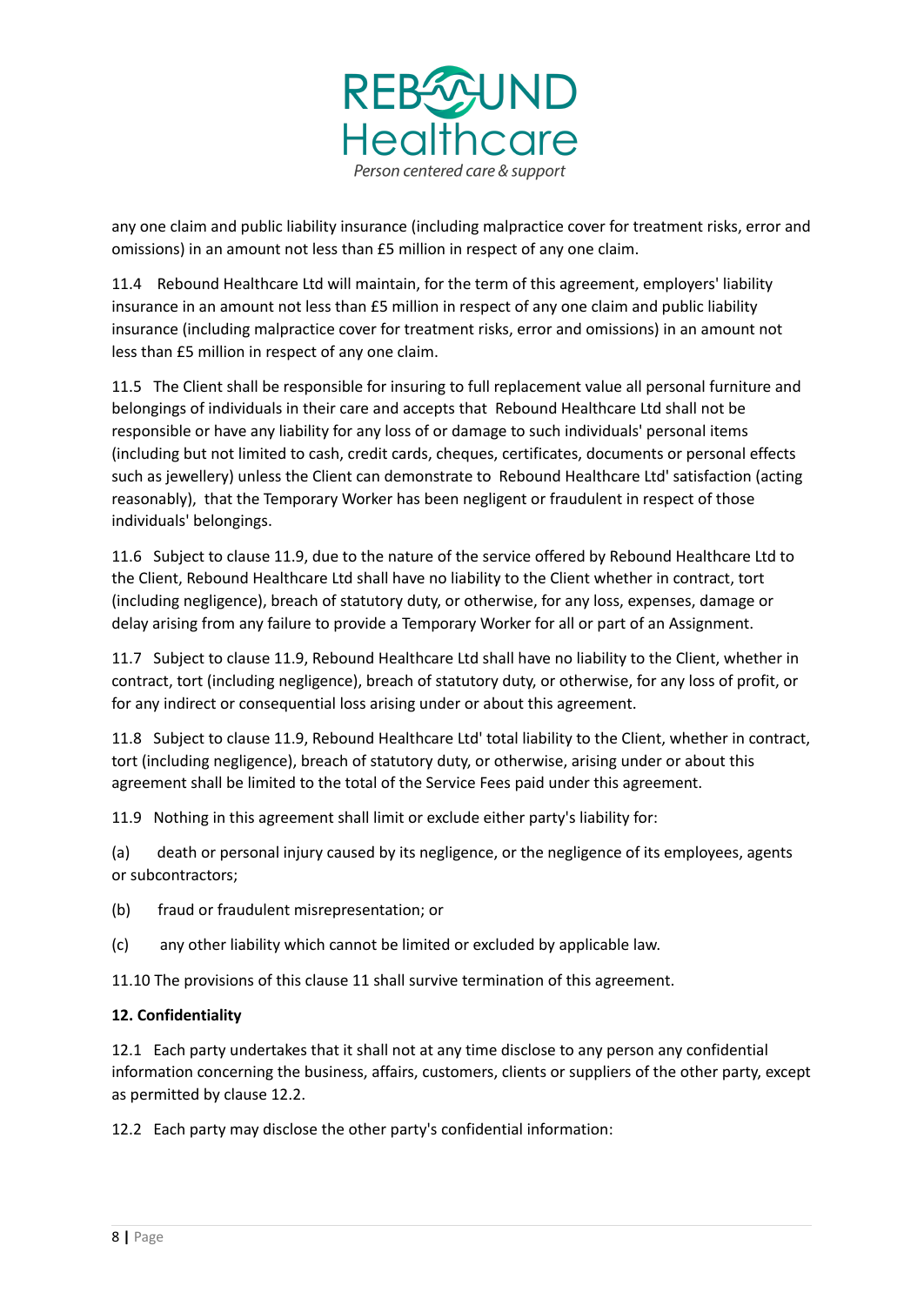any one claim and public liability insurance (including malpractice cover for treatment risks, error and omissions) in an amount not less than £5 million in respect of any one claim.

11.4 Rebound Healthcare Ltd will maintain, for the term of this agreement, employers' liability insurance in an amount not less than £5 million in respect of any one claim and public liability insurance (including malpractice cover for treatment risks, error and omissions) in an amount not less than £5 million in respect of any one claim.

11.5 The Client shall be responsible for insuring to full replacement value all personal furniture and belongings of individuals in their care and accepts that Rebound Healthcare Ltd shall not be responsible or have any liability for any loss of or damage to such individuals' personal items (including but not limited to cash, credit cards, cheques, certificates, documents or personal effects such as jewellery) unless the Client can demonstrate to Rebound Healthcare Ltd' satisfaction (acting reasonably), that the Temporary Worker has been negligent or fraudulent in respect of those individuals' belongings.

11.6 Subject to clause 11.9, due to the nature of the service offered by Rebound Healthcare Ltd to the Client, Rebound Healthcare Ltd shall have no liability to the Client whether in contract, tort (including negligence), breach of statutory duty, or otherwise, for any loss, expenses, damage or delay arising from any failure to provide a Temporary Worker for all or part of an Assignment.

11.7 Subject to clause 11.9, Rebound Healthcare Ltd shall have no liability to the Client, whether in contract, tort (including negligence), breach of statutory duty, or otherwise, for any loss of profit, or for any indirect or consequential loss arising under or about this agreement.

11.8 Subject to clause 11.9, Rebound Healthcare Ltd' total liability to the Client, whether in contract, tort (including negligence), breach of statutory duty, or otherwise, arising under or about this agreement shall be limited to the total of the Service Fees paid under this agreement.

11.9 Nothing in this agreement shall limit or exclude either party's liability for:

(a) death or personal injury caused by its negligence, or the negligence of its employees, agents or subcontractors;

(b) fraud or fraudulent misrepresentation; or

(c) any other liability which cannot be limited or excluded by applicable law.

11.10 The provisions of this clause 11 shall survive termination of this agreement.

**12. Confidentiality**

12.1 Each party undertakes that it shall not at any time disclose to any person any confidential information concerning the business, affairs, customers, clients or suppliers of the other party, except as permitted by clause 12.2.

12.2 Each party may disclose the other party's confidential information: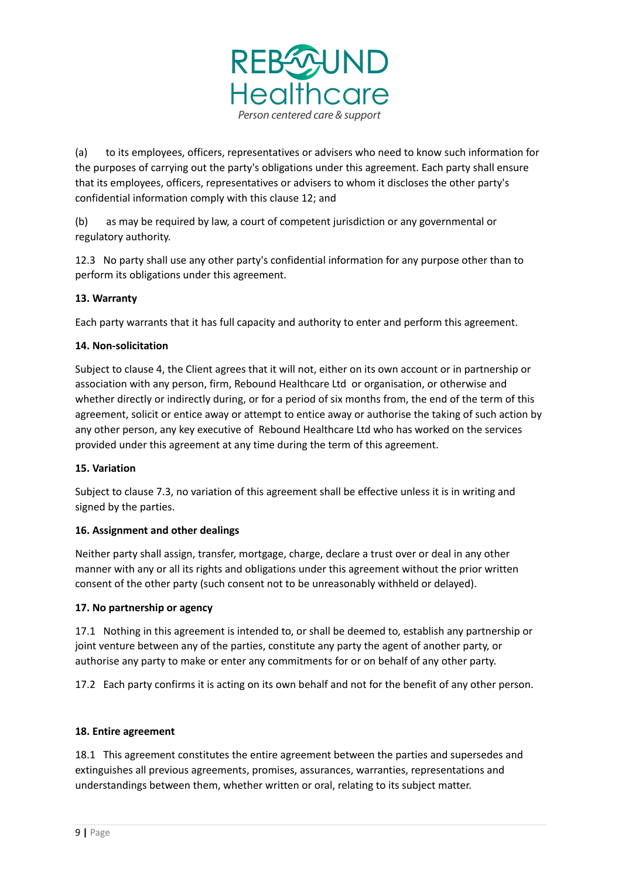(a) to its employees, officers, representatives or advisers who need to know such information for the purposes of carrying out the party's obligations under this agreement. Each party shall ensure that its employees, officers, representatives or advisers to whom it discloses the other party's confidential information comply with this clause 12; and

(b) as may be required by law, a court of competent jurisdiction or any governmental or regulatory authority.

12.3 No party shall use any other party's confidential information for any purpose other than to perform its obligations under this agreement.

**13. Warranty**

Each party warrants that it has full capacity and authority to enter and perform this agreement.

**14. Non-solicitation**

Subject to clause 4, the Client agrees that it will not, either on its own account or in partnership or association with any person, firm, Rebound Healthcare Ltd or organisation, or otherwise and whether directly or indirectly during, or for a period of six months from, the end of the term of this agreement, solicit or entice away or attempt to entice away or authorise the taking of such action by any other person, any key executive of Rebound Healthcare Ltd who has worked on the services provided under this agreement at any time during the term of this agreement.

**15. Variation**

Subject to clause 7.3, no variation of this agreement shall be effective unless it is in writing and signed by the parties.

**16. Assignment and other dealings**

Neither party shall assign, transfer, mortgage, charge, declare a trust over or deal in any other manner with any or all its rights and obligations under this agreement without the prior written consent of the other party (such consent not to be unreasonably withheld or delayed).

**17. No partnership or agency**

17.1 Nothing in this agreement is intended to, or shall be deemed to, establish any partnership or joint venture between any of the parties, constitute any party the agent of another party, or authorise any party to make or enter any commitments for or on behalf of any other party.

17.2 Each party confirms it is acting on its own behalf and not for the benefit of any other person.

**18. Entire agreement**

18.1 This agreement constitutes the entire agreement between the parties and supersedes and extinguishes all previous agreements, promises, assurances, warranties, representations and understandings between them, whether written or oral, relating to its subject matter.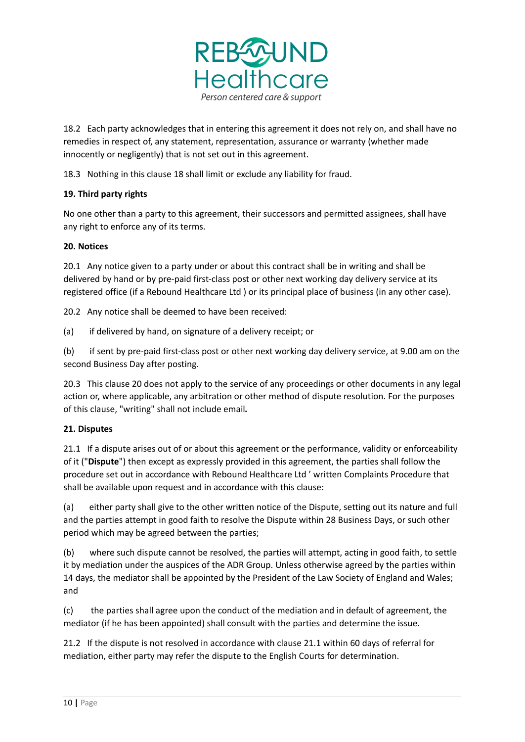18.2 Each party acknowledges that in entering this agreement it does not rely on, and shall have no remedies in respect of, any statement, representation, assurance or warranty (whether made innocently or negligently) that is not set out in this agreement.

18.3 Nothing in this clause 18 shall limit or exclude any liability for fraud.

**19. Third party rights**

No one other than a party to this agreement, their successors and permitted assignees, shall have any right to enforce any of its terms.

**20. Notices**

20.1 Any notice given to a party under or about this contract shall be in writing and shall be delivered by hand or by pre-paid first-class post or other next working day delivery service at its registered office (if a Rebound Healthcare Ltd ) or its principal place of business (in any other case).

20.2 Any notice shall be deemed to have been received:

(a) if delivered by hand, on signature of a delivery receipt; or

(b) if sent by pre-paid first-class post or other next working day delivery service, at 9.00 am on the second Business Day after posting.

20.3 This clause 20 does not apply to the service of any proceedings or other documents in any legal action or, where applicable, any arbitration or other method of dispute resolution. For the purposes of this clause, "writing" shall not include email***.***

**21. Disputes**

21.1 If a dispute arises out of or about this agreement or the performance, validity or enforceability of it ("**Dispute**") then except as expressly provided in this agreement, the parties shall follow the procedure set out in accordance with Rebound Healthcare Ltd ' written Complaints Procedure that shall be available upon request and in accordance with this clause:

(a) either party shall give to the other written notice of the Dispute, setting out its nature and full and the parties attempt in good faith to resolve the Dispute within 28 Business Days, or such other period which may be agreed between the parties;

(b) where such dispute cannot be resolved, the parties will attempt, acting in good faith, to settle it by mediation under the auspices of the ADR Group. Unless otherwise agreed by the parties within 14 days, the mediator shall be appointed by the President of the Law Society of England and Wales; and

(c) the parties shall agree upon the conduct of the mediation and in default of agreement, the mediator (if he has been appointed) shall consult with the parties and determine the issue.

21.2 If the dispute is not resolved in accordance with clause 21.1 within 60 days of referral for mediation, either party may refer the dispute to the English Courts for determination.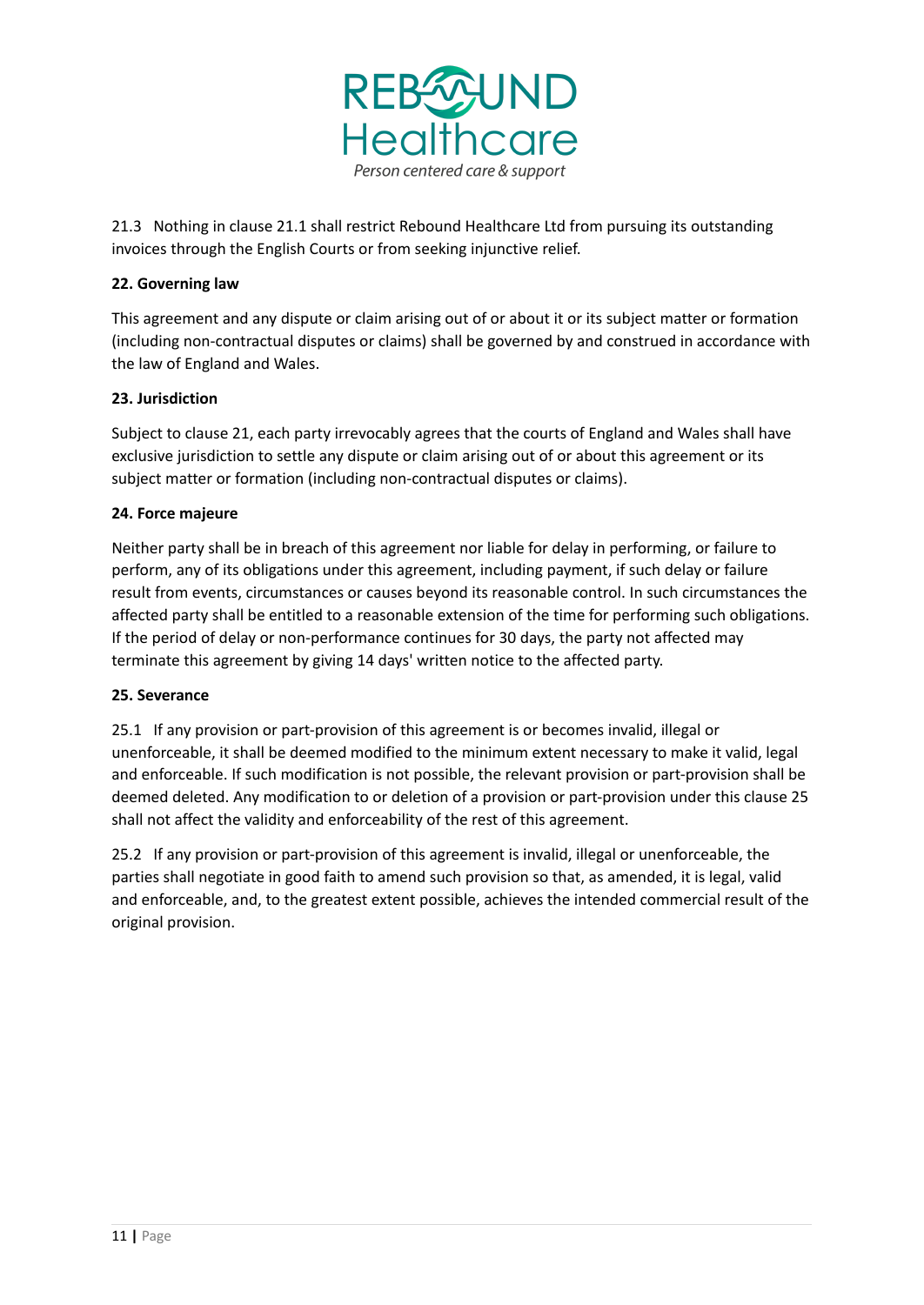21.3 Nothing in clause 21.1 shall restrict Rebound Healthcare Ltd from pursuing its outstanding invoices through the English Courts or from seeking injunctive relief.

**22. Governing law**

This agreement and any dispute or claim arising out of or about it or its subject matter or formation (including non-contractual disputes or claims) shall be governed by and construed in accordance with the law of England and Wales.

**23. Jurisdiction**

Subject to clause 21, each party irrevocably agrees that the courts of England and Wales shall have exclusive jurisdiction to settle any dispute or claim arising out of or about this agreement or its subject matter or formation (including non-contractual disputes or claims).

**24. Force majeure**

Neither party shall be in breach of this agreement nor liable for delay in performing, or failure to perform, any of its obligations under this agreement, including payment, if such delay or failure result from events, circumstances or causes beyond its reasonable control. In such circumstances the affected party shall be entitled to a reasonable extension of the time for performing such obligations. If the period of delay or non-performance continues for 30 days, the party not affected may terminate this agreement by giving 14 days' written notice to the affected party.

**25. Severance**

25.1 If any provision or part-provision of this agreement is or becomes invalid, illegal or unenforceable, it shall be deemed modified to the minimum extent necessary to make it valid, legal and enforceable. If such modification is not possible, the relevant provision or part-provision shall be deemed deleted. Any modification to or deletion of a provision or part-provision under this clause 25 shall not affect the validity and enforceability of the rest of this agreement.

25.2 If any provision or part-provision of this agreement is invalid, illegal or unenforceable, the parties shall negotiate in good faith to amend such provision so that, as amended, it is legal, valid and enforceable, and, to the greatest extent possible, achieves the intended commercial result of the original provision.